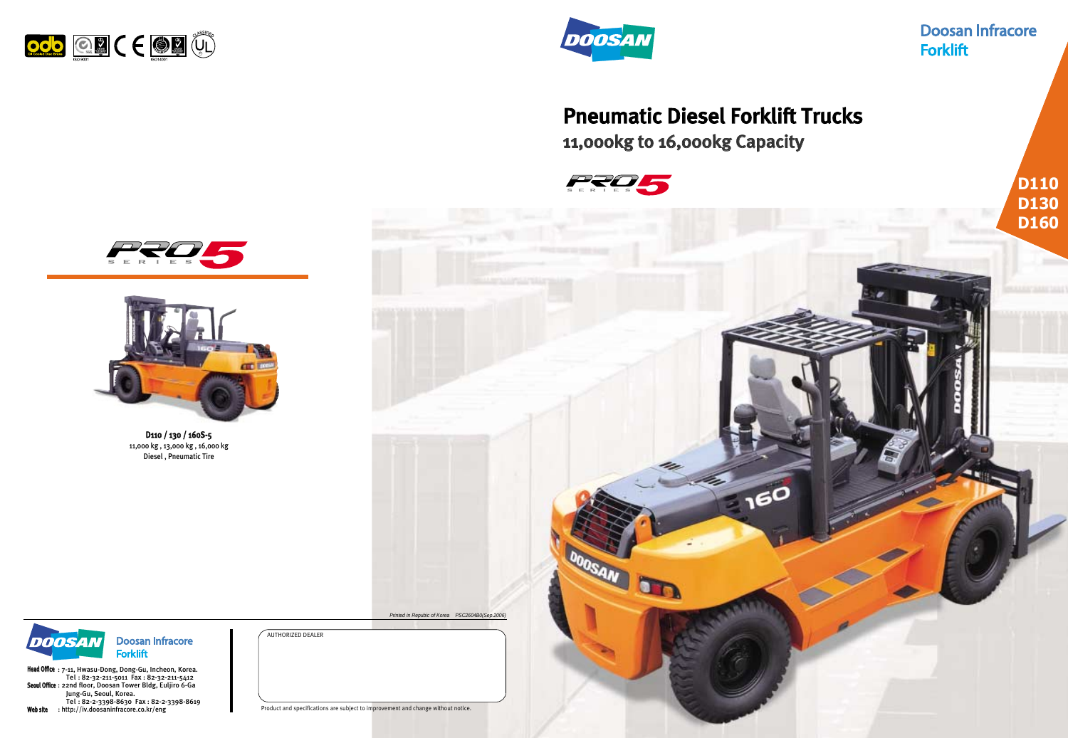Doosan Infracore
Forklift

# Pneumatic Diesel Forklift Trucks

## 11,000kg to 16,000kg Capacity

PRO 5 SERIES

**D110**
**D130**
**D160**

PRO 5 SERIES

**D110 / 130 / 160S-5**
11,000 kg , 13,000 kg , 16,000 kg
Diesel , Pneumatic Tire

*Printed in Republic of Korea PSC2604B0(Sep.2006)*

Doosan Infracore
Forklift

**Head Office** : 7-11, Hwasu-Dong, Dong-Gu, Incheon, Korea.
Tel : 82-32-211-5011 Fax : 82-32-211-5412
**Seoul Office** : 22nd floor, Doosan Tower Bldg, Euljiro 6-Ga
Jung-Gu, Seoul, Korea.
Tel : 82-2-3398-8630 Fax : 82-2-3398-8619
**Web site** : http://iv.doosaninfracore.co.kr/eng

AUTHORIZED DEALER

Product and specifications are subject to improvement and change without notice.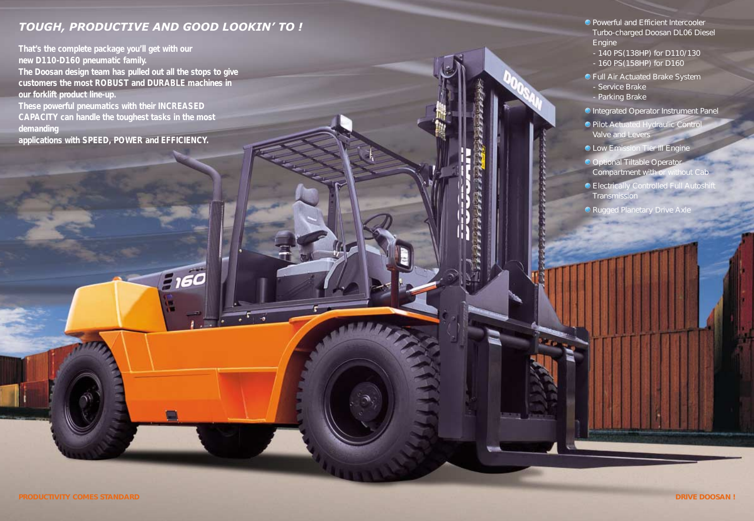## *TOUGH, PRODUCTIVE AND GOOD LOOKIN' TO !*

**That's the complete package you'll get with our new D110-D160 pneumatic family.**
**The Doosan design team has pulled out all the stops to give customers the most ROBUST and DURABLE machines in our forklift product line-up.**
**These powerful pneumatics with their INCREASED CAPACITY can handle the toughest tasks in the most demanding applications with SPEED, POWER and EFFICIENCY.**

- Powerful and Efficient Intercooler Turbo-charged Doosan DL06 Diesel Engine
  - 140 PS(138HP) for D110/130
  - 160 PS(158HP) for D160
- Full Air Actuated Brake System
  - Service Brake
  - Parking Brake
- Integrated Operator Instrument Panel
- Pilot Actuated Hydraulic Control Valve and Levers
- Low Emission Tier III Engine
- Optional Tiltable Operator Compartment with or without Cab
- Electrically Controlled Full Autoshift Transmission
- Rugged Planetary Drive Axle

**PRODUCTIVITY COMES STANDARD**

**DRIVE DOOSAN !**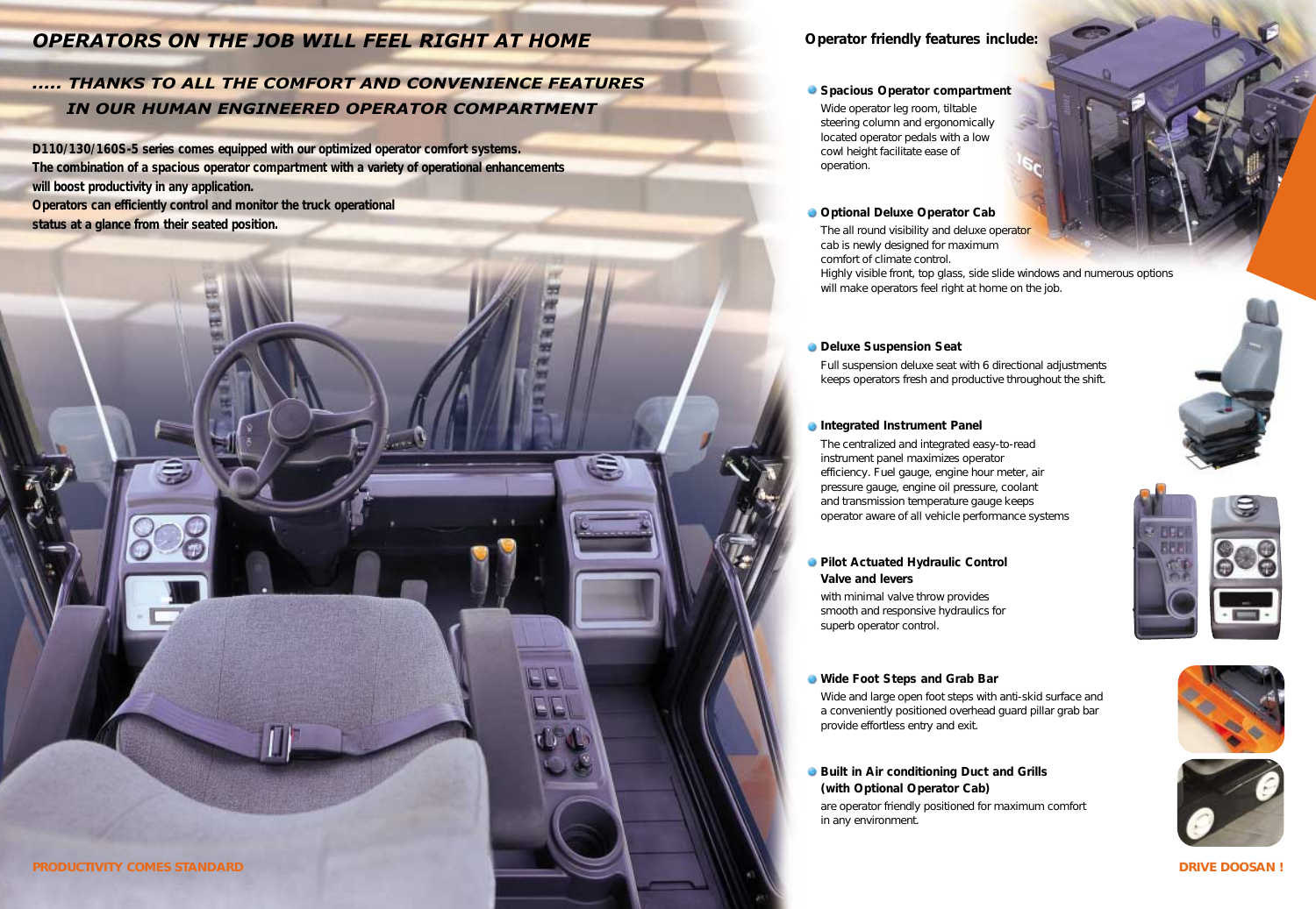# OPERATORS ON THE JOB WILL FEEL RIGHT AT HOME

## ..... THANKS TO ALL THE COMFORT AND CONVENIENCE FEATURES IN OUR HUMAN ENGINEERED OPERATOR COMPARTMENT

**D110/130/160S-5 series comes equipped with our optimized operator comfort systems. The combination of a spacious operator compartment with a variety of operational enhancements will boost productivity in any application. Operators can efficiently control and monitor the truck operational status at a glance from their seated position.**

**Operator friendly features include:**

- **Spacious Operator compartment**
  Wide operator leg room, tiltable steering column and ergonomically located operator pedals with a low cowl height facilitate ease of operation.

- **Optional Deluxe Operator Cab**
  The all round visibility and deluxe operator cab is newly designed for maximum comfort of climate control.
  Highly visible front, top glass, side slide windows and numerous options will make operators feel right at home on the job.

- **Deluxe Suspension Seat**
  Full suspension deluxe seat with 6 directional adjustments keeps operators fresh and productive throughout the shift.

- **Integrated Instrument Panel**
  The centralized and integrated easy-to-read instrument panel maximizes operator efficiency. Fuel gauge, engine hour meter, air pressure gauge, engine oil pressure, coolant and transmission temperature gauge keeps operator aware of all vehicle performance systems

- **Pilot Actuated Hydraulic Control Valve and levers**
  with minimal valve throw provides smooth and responsive hydraulics for superb operator control.

- **Wide Foot Steps and Grab Bar**
  Wide and large open foot steps with anti-skid surface and a conveniently positioned overhead guard pillar grab bar provide effortless entry and exit.

- **Built in Air conditioning Duct and Grills (with Optional Operator Cab)**
  are operator friendly positioned for maximum comfort in any environment.

PRODUCTIVITY COMES STANDARD

DRIVE DOOSAN !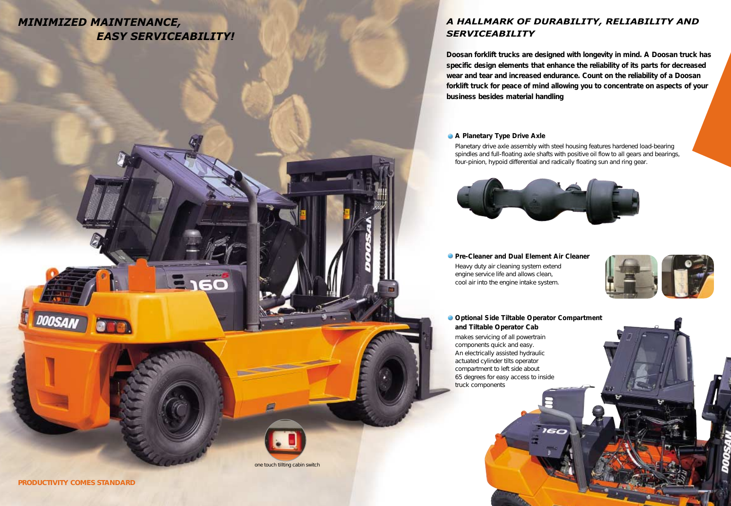# MINIMIZED MAINTENANCE, EASY SERVICEABILITY!

one touch tillting cabin switch

# A HALLMARK OF DURABILITY, RELIABILITY AND SERVICEABILITY

**Doosan forklift trucks are designed with longevity in mind. A Doosan truck has specific design elements that enhance the reliability of its parts for decreased wear and tear and increased endurance. Count on the reliability of a Doosan forklift truck for peace of mind allowing you to concentrate on aspects of your business besides material handling**

### A Planetary Type Drive Axle

Planetary drive axle assembly with steel housing features hardened load-bearing spindles and full-floating axle shafts with positive oil flow to all gears and bearings, four-pinion, hypoid differential and radically floating sun and ring gear.

### Pre-Cleaner and Dual Element Air Cleaner

Heavy duty air cleaning system extend engine service life and allows clean, cool air into the engine intake system.

### Optional Side Tiltable Operator Compartment and Tiltable Operator Cab

makes servicing of all powertrain components quick and easy. An electrically assisted hydraulic actuated cylinder tilts operator compartment to left side about 65 degrees for easy access to inside truck components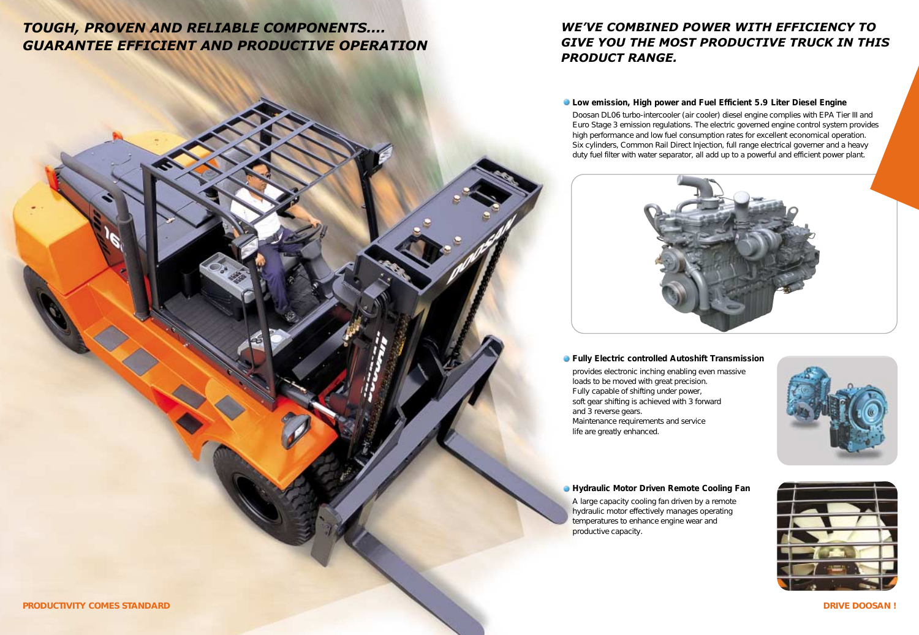## TOUGH, PROVEN AND RELIABLE COMPONENTS.... GUARANTEE EFFICIENT AND PRODUCTIVE OPERATION

## WE'VE COMBINED POWER WITH EFFICIENCY TO GIVE YOU THE MOST PRODUCTIVE TRUCK IN THIS PRODUCT RANGE.

**Low emission, High power and Fuel Efficient 5.9 Liter Diesel Engine**

Doosan DL06 turbo-intercooler (air cooler) diesel engine complies with EPA Tier III and Euro Stage 3 emission regulations. The electric governed engine control system provides high performance and low fuel consumption rates for excellent economical operation. Six cylinders, Common Rail Direct Injection, full range electrical governer and a heavy duty fuel filter with water separator, all add up to a powerful and efficient power plant.

**Fully Electric controlled Autoshift Transmission**

provides electronic inching enabling even massive loads to be moved with great precision. Fully capable of shifting under power, soft gear shifting is achieved with 3 forward and 3 reverse gears. Maintenance requirements and service life are greatly enhanced.

**Hydraulic Motor Driven Remote Cooling Fan**

A large capacity cooling fan driven by a remote hydraulic motor effectively manages operating temperatures to enhance engine wear and productive capacity.

PRODUCTIVITY COMES STANDARD

DRIVE DOOSAN !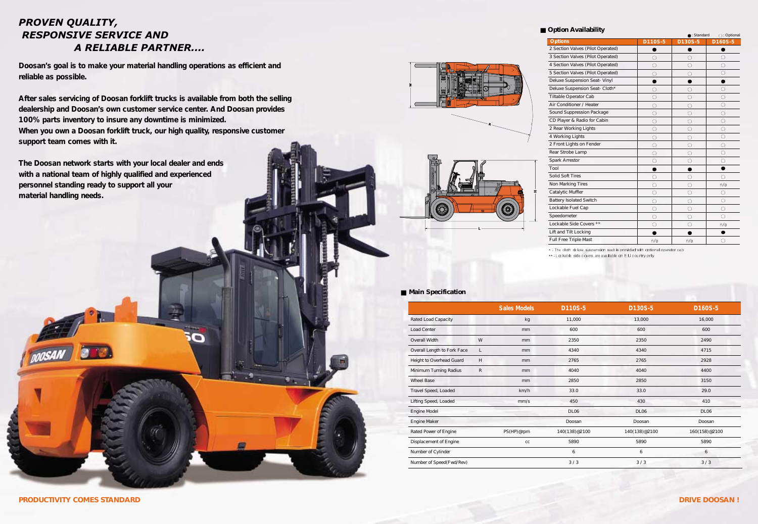# PROVEN QUALITY, RESPONSIVE SERVICE AND A RELIABLE PARTNER....

**Doosan's goal is to make your material handling operations as efficient and reliable as possible.**

**After sales servicing of Doosan forklift trucks is available from both the selling dealership and Doosan's own customer service center. And Doosan provides 100% parts inventory to insure any downtime is minimized.**
**When you own a Doosan forklift truck, our high quality, responsive customer support team comes with it.**

**The Doosan network starts with your local dealer and ends with a national team of highly qualified and experienced personnel standing ready to support all your material handling needs.**

W

R

H

L

## Option Availability

● : Standard ○ : Optional

| Options | D110S-5 | D130S-5 | D160S-5 |
|---|---|---|---|
| 2 Section Valves (Pilot Operated) | ● | ● | ● |
| 3 Section Valves (Pilot Operated) | ○ | ○ | ○ |
| 4 Section Valves (Pilot Operated) | ○ | ○ | ○ |
| 5 Section Valves (Pilot Operated) | ○ | ○ | ○ |
| Deluxe Suspension Seat- Vinyl | ● | ● | ● |
| Deluxe Suspension Seat- Cloth* | ○ | ○ | ○ |
| Tiltable Operator Cab | ○ | ○ | ○ |
| Air Conditioner / Heater | ○ | ○ | ○ |
| Sound Suppression Package | ○ | ○ | ○ |
| CD Player & Radio for Cabin | ○ | ○ | ○ |
| 2 Rear Working Lights | ○ | ○ | ○ |
| 4 Working Lights | ○ | ○ | ○ |
| 2 Front Lights on Fender | ○ | ○ | ○ |
| Rear Strobe Lamp | ○ | ○ | ○ |
| Spark Arrestor | ○ | ○ | ○ |
| Tool | ● | ● | ● |
| Solid Soft Tires | ○ | ○ | ○ |
| Non Marking Tires | ○ | ○ | n/a |
| Catalytic Muffler | ○ | ○ | ○ |
| Battery Isolated Switch | ○ | ○ | ○ |
| Lockable Fuel Cap | ○ | ○ | ○ |
| Speedometer | ○ | ○ | ○ |
| Lockable Side Covers ** | ○ | ○ | n/a |
| Lift and Tilt Locking | ● | ● | ● |
| Full Free Triple Mast | n/a | n/a | ○ |

* : The cloth deluxe suspension seat is provided with optional operator cab
** : Lockable side covers are available on EU country only

## Main Specification

| | | Sales Models | D110S-5 | D130S-5 | D160S-5 |
|---|---|---|---|---|---|
| Rated Load Capacity | | kg | 11,000 | 13,000 | 16,000 |
| Load Center | | mm | 600 | 600 | 600 |
| Overall Width | W | mm | 2350 | 2350 | 2490 |
| Overall Length to Fork Face | L | mm | 4340 | 4340 | 4715 |
| Height to Overhead Guard | H | mm | 2765 | 2765 | 2928 |
| Minimum Turning Radius | R | mm | 4040 | 4040 | 4400 |
| Wheel Base | | mm | 2850 | 2850 | 3150 |
| Travel Speed, Loaded | | km/h | 33.0 | 33.0 | 29.0 |
| Lifting Speed, Loaded | | mm/s | 450 | 430 | 410 |
| Engine Model | | | DL06 | DL06 | DL06 |
| Engine Maker | | | Doosan | Doosan | Doosan |
| Rated Power of Engine | | PS(HP)@rpm | 140(138)@2100 | 140(138)@2100 | 160(158)@2100 |
| Displacement of Engine | | cc | 5890 | 5890 | 5890 |
| Number of Cylinder | | | 6 | 6 | 6 |
| Number of Speed(Fwd/Rev) | | | 3 / 3 | 3 / 3 | 3 / 3 |

**PRODUCTIVITY COMES STANDARD**

**DRIVE DOOSAN !**